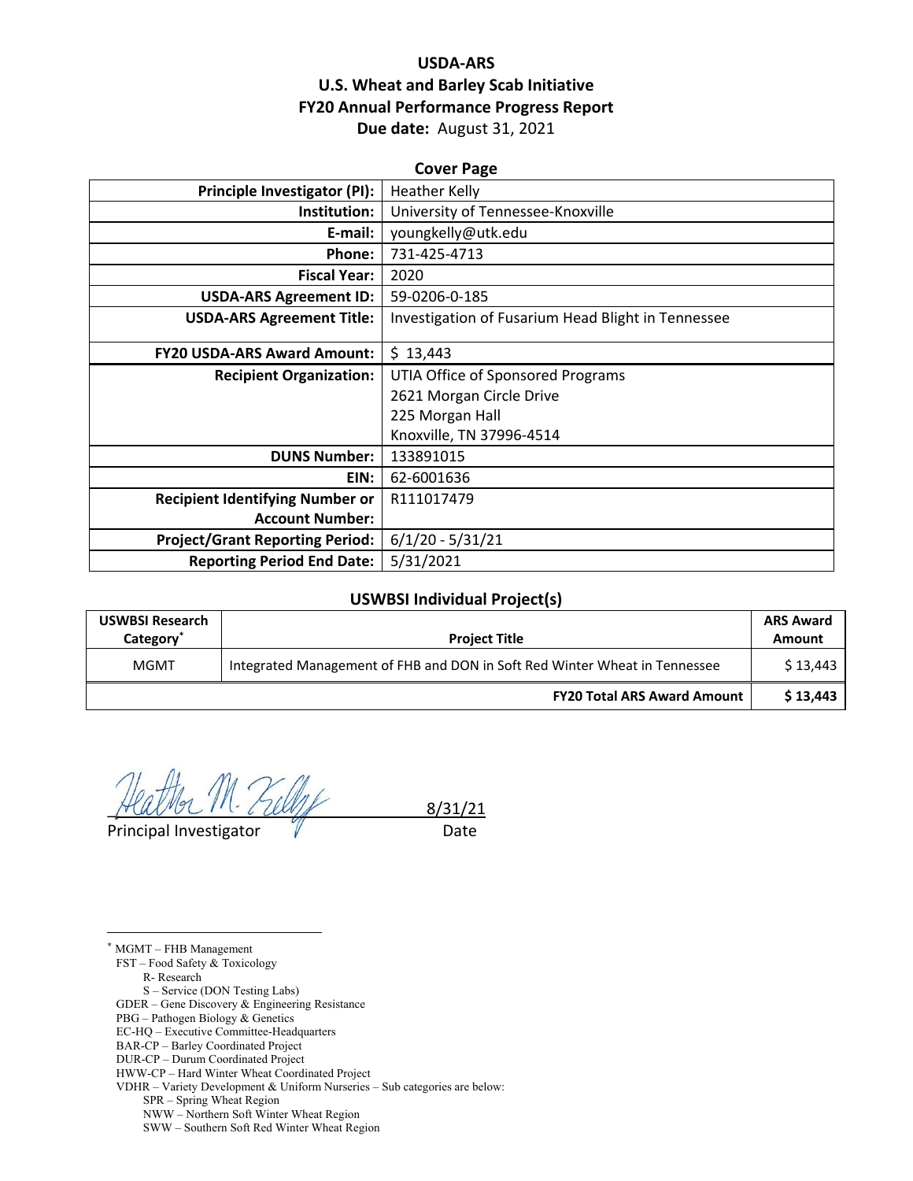# USDA-ARS
# U.S. Wheat and Barley Scab Initiative
# FY20 Annual Performance Progress Report

**Due date:** August 31, 2021

## Cover Page

| | |
|---|---|
| **Principle Investigator (PI):** | Heather Kelly |
| **Institution:** | University of Tennessee-Knoxville |
| **E-mail:** | youngkelly@utk.edu |
| **Phone:** | 731-425-4713 |
| **Fiscal Year:** | 2020 |
| **USDA-ARS Agreement ID:** | 59-0206-0-185 |
| **USDA-ARS Agreement Title:** | Investigation of Fusarium Head Blight in Tennessee |
| **FY20 USDA-ARS Award Amount:** | $ 13,443 |
| **Recipient Organization:** | UTIA Office of Sponsored Programs<br>2621 Morgan Circle Drive<br>225 Morgan Hall<br>Knoxville, TN 37996-4514 |
| **DUNS Number:** | 133891015 |
| **EIN:** | 62-6001636 |
| **Recipient Identifying Number or Account Number:** | R111017479 |
| **Project/Grant Reporting Period:** | 6/1/20 - 5/31/21 |
| **Reporting Period End Date:** | 5/31/2021 |

## USWBSI Individual Project(s)

| USWBSI Research Category* | Project Title | ARS Award Amount |
|---|---|---|
| MGMT | Integrated Management of FHB and DON in Soft Red Winter Wheat in Tennessee | $ 13,443 |
| | **FY20 Total ARS Award Amount** | **$ 13,443** |

Principal Investigator (signed: Heather M. Kelly) Date: 8/31/21

---

* MGMT – FHB Management
FST – Food Safety & Toxicology
  R- Research
  S – Service (DON Testing Labs)
GDER – Gene Discovery & Engineering Resistance
PBG – Pathogen Biology & Genetics
EC-HQ – Executive Committee-Headquarters
BAR-CP – Barley Coordinated Project
DUR-CP – Durum Coordinated Project
HWW-CP – Hard Winter Wheat Coordinated Project
VDHR – Variety Development & Uniform Nurseries – Sub categories are below:
  SPR – Spring Wheat Region
  NWW – Northern Soft Winter Wheat Region
  SWW – Southern Soft Red Winter Wheat Region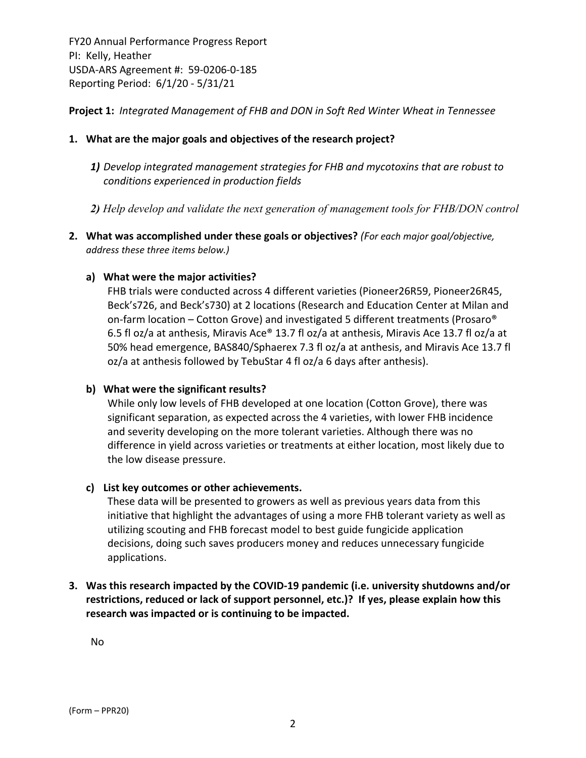FY20 Annual Performance Progress Report
PI: Kelly, Heather
USDA-ARS Agreement #: 59-0206-0-185
Reporting Period: 6/1/20 - 5/31/21

**Project 1:** *Integrated Management of FHB and DON in Soft Red Winter Wheat in Tennessee*

1. **What are the major goals and objectives of the research project?**

   ***1)*** *Develop integrated management strategies for FHB and mycotoxins that are robust to conditions experienced in production fields*

   ***2)*** *Help develop and validate the next generation of management tools for FHB/DON control*

2. **What was accomplished under these goals or objectives?** *(For each major goal/objective, address these three items below.)*

   **a) What were the major activities?**

   FHB trials were conducted across 4 different varieties (Pioneer26R59, Pioneer26R45, Beck's726, and Beck's730) at 2 locations (Research and Education Center at Milan and on-farm location – Cotton Grove) and investigated 5 different treatments (Prosaro® 6.5 fl oz/a at anthesis, Miravis Ace® 13.7 fl oz/a at anthesis, Miravis Ace 13.7 fl oz/a at 50% head emergence, BAS840/Sphaerex 7.3 fl oz/a at anthesis, and Miravis Ace 13.7 fl oz/a at anthesis followed by TebuStar 4 fl oz/a 6 days after anthesis).

   **b) What were the significant results?**

   While only low levels of FHB developed at one location (Cotton Grove), there was significant separation, as expected across the 4 varieties, with lower FHB incidence and severity developing on the more tolerant varieties. Although there was no difference in yield across varieties or treatments at either location, most likely due to the low disease pressure.

   **c) List key outcomes or other achievements.**

   These data will be presented to growers as well as previous years data from this initiative that highlight the advantages of using a more FHB tolerant variety as well as utilizing scouting and FHB forecast model to best guide fungicide application decisions, doing such saves producers money and reduces unnecessary fungicide applications.

3. **Was this research impacted by the COVID-19 pandemic (i.e. university shutdowns and/or restrictions, reduced or lack of support personnel, etc.)? If yes, please explain how this research was impacted or is continuing to be impacted.**

   No

(Form – PPR20)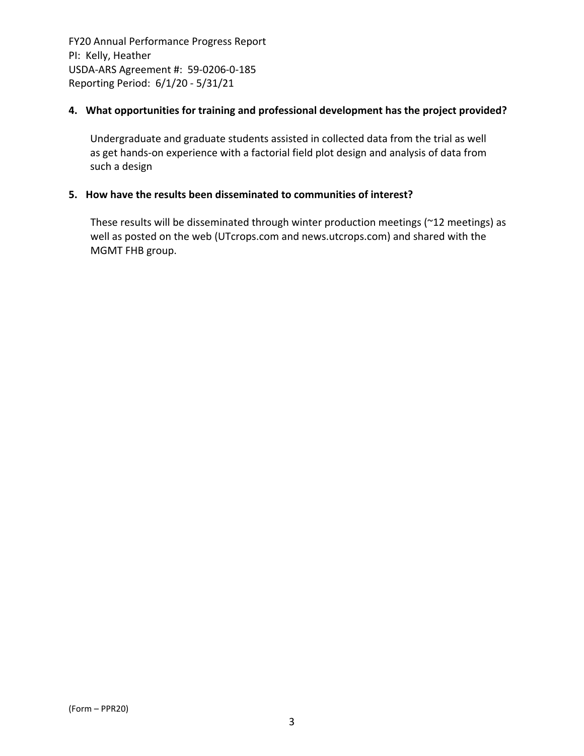**4. What opportunities for training and professional development has the project provided?**

Undergraduate and graduate students assisted in collected data from the trial as well as get hands-on experience with a factorial field plot design and analysis of data from such a design

**5. How have the results been disseminated to communities of interest?**

These results will be disseminated through winter production meetings (~12 meetings) as well as posted on the web (UTcrops.com and news.utcrops.com) and shared with the MGMT FHB group.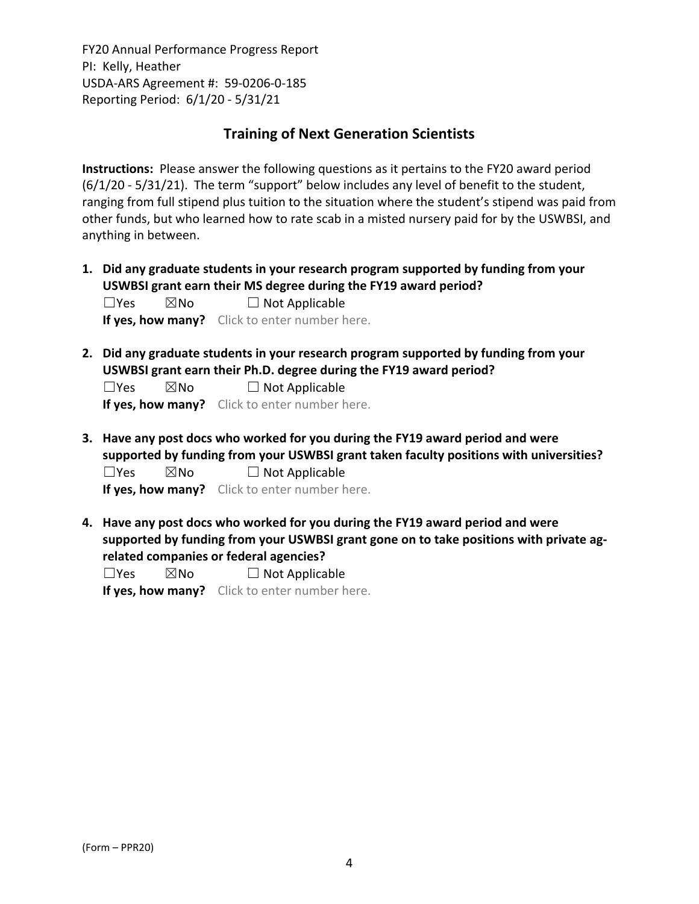FY20 Annual Performance Progress Report
PI: Kelly, Heather
USDA-ARS Agreement #: 59-0206-0-185
Reporting Period: 6/1/20 - 5/31/21

## Training of Next Generation Scientists

**Instructions:** Please answer the following questions as it pertains to the FY20 award period (6/1/20 - 5/31/21). The term "support" below includes any level of benefit to the student, ranging from full stipend plus tuition to the situation where the student's stipend was paid from other funds, but who learned how to rate scab in a misted nursery paid for by the USWBSI, and anything in between.

1. **Did any graduate students in your research program supported by funding from your USWBSI grant earn their MS degree during the FY19 award period?**
   ☐Yes ☒No ☐ Not Applicable
   **If yes, how many?** Click to enter number here.

2. **Did any graduate students in your research program supported by funding from your USWBSI grant earn their Ph.D. degree during the FY19 award period?**
   ☐Yes ☒No ☐ Not Applicable
   **If yes, how many?** Click to enter number here.

3. **Have any post docs who worked for you during the FY19 award period and were supported by funding from your USWBSI grant taken faculty positions with universities?**
   ☐Yes ☒No ☐ Not Applicable
   **If yes, how many?** Click to enter number here.

4. **Have any post docs who worked for you during the FY19 award period and were supported by funding from your USWBSI grant gone on to take positions with private ag-related companies or federal agencies?**
   ☐Yes ☒No ☐ Not Applicable
   **If yes, how many?** Click to enter number here.

(Form – PPR20)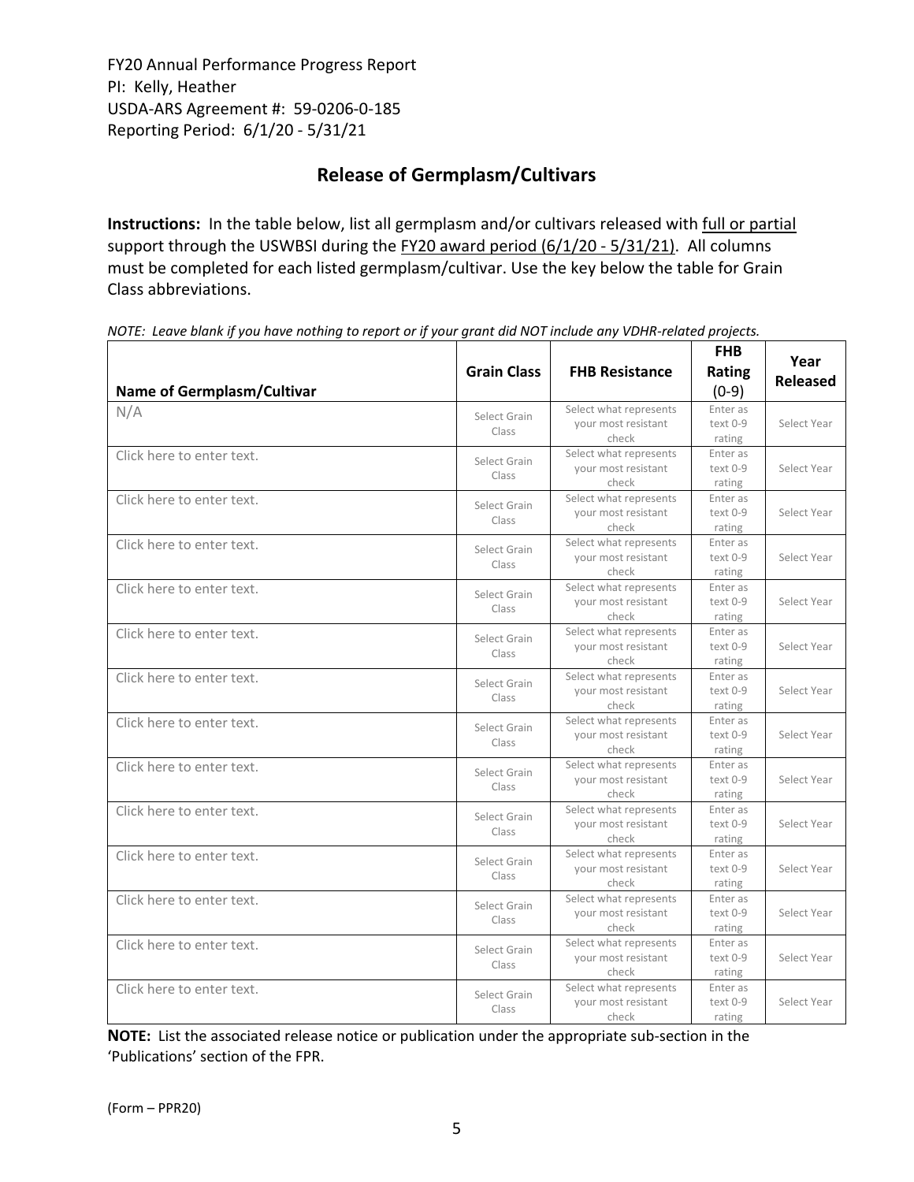FY20 Annual Performance Progress Report
PI: Kelly, Heather
USDA-ARS Agreement #: 59-0206-0-185
Reporting Period: 6/1/20 - 5/31/21

## Release of Germplasm/Cultivars

**Instructions:** In the table below, list all germplasm and/or cultivars released with full or partial support through the USWBSI during the FY20 award period (6/1/20 - 5/31/21). All columns must be completed for each listed germplasm/cultivar. Use the key below the table for Grain Class abbreviations.

*NOTE: Leave blank if you have nothing to report or if your grant did NOT include any VDHR-related projects.*

| Name of Germplasm/Cultivar | Grain Class | FHB Resistance | FHB Rating (0-9) | Year Released |
|---|---|---|---|---|
| N/A | Select Grain Class | Select what represents your most resistant check | Enter as text 0-9 rating | Select Year |
| Click here to enter text. | Select Grain Class | Select what represents your most resistant check | Enter as text 0-9 rating | Select Year |
| Click here to enter text. | Select Grain Class | Select what represents your most resistant check | Enter as text 0-9 rating | Select Year |
| Click here to enter text. | Select Grain Class | Select what represents your most resistant check | Enter as text 0-9 rating | Select Year |
| Click here to enter text. | Select Grain Class | Select what represents your most resistant check | Enter as text 0-9 rating | Select Year |
| Click here to enter text. | Select Grain Class | Select what represents your most resistant check | Enter as text 0-9 rating | Select Year |
| Click here to enter text. | Select Grain Class | Select what represents your most resistant check | Enter as text 0-9 rating | Select Year |
| Click here to enter text. | Select Grain Class | Select what represents your most resistant check | Enter as text 0-9 rating | Select Year |
| Click here to enter text. | Select Grain Class | Select what represents your most resistant check | Enter as text 0-9 rating | Select Year |
| Click here to enter text. | Select Grain Class | Select what represents your most resistant check | Enter as text 0-9 rating | Select Year |
| Click here to enter text. | Select Grain Class | Select what represents your most resistant check | Enter as text 0-9 rating | Select Year |
| Click here to enter text. | Select Grain Class | Select what represents your most resistant check | Enter as text 0-9 rating | Select Year |
| Click here to enter text. | Select Grain Class | Select what represents your most resistant check | Enter as text 0-9 rating | Select Year |
| Click here to enter text. | Select Grain Class | Select what represents your most resistant check | Enter as text 0-9 rating | Select Year |

**NOTE:** List the associated release notice or publication under the appropriate sub-section in the 'Publications' section of the FPR.

(Form – PPR20)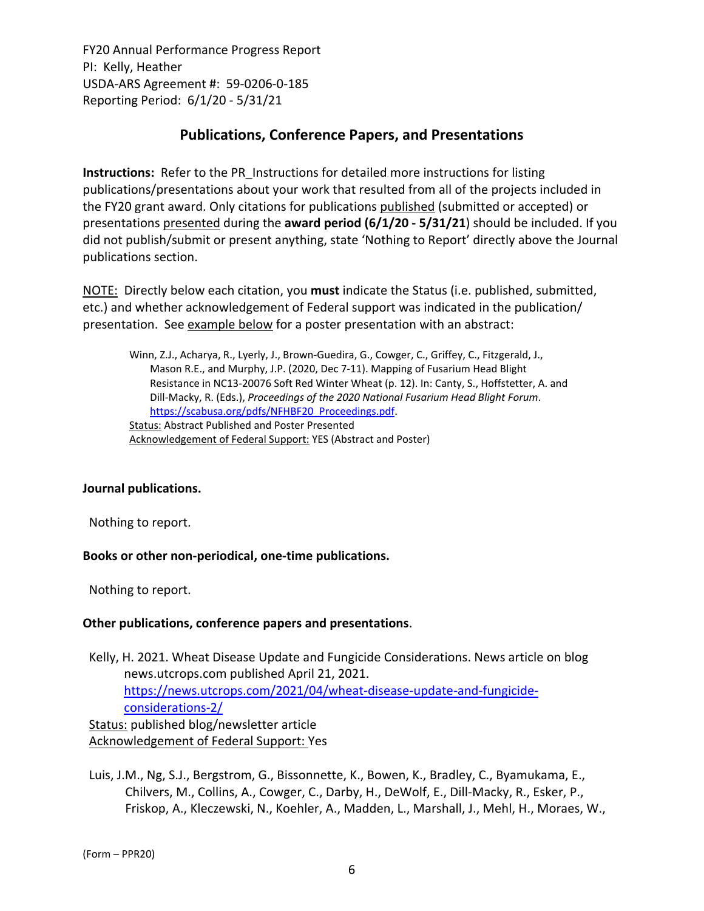FY20 Annual Performance Progress Report
PI: Kelly, Heather
USDA-ARS Agreement #: 59-0206-0-185
Reporting Period: 6/1/20 - 5/31/21

## Publications, Conference Papers, and Presentations

**Instructions:** Refer to the PR_Instructions for detailed more instructions for listing publications/presentations about your work that resulted from all of the projects included in the FY20 grant award. Only citations for publications published (submitted or accepted) or presentations presented during the **award period (6/1/20 - 5/31/21**) should be included. If you did not publish/submit or present anything, state 'Nothing to Report' directly above the Journal publications section.

NOTE: Directly below each citation, you **must** indicate the Status (i.e. published, submitted, etc.) and whether acknowledgement of Federal support was indicated in the publication/ presentation. See example below for a poster presentation with an abstract:

> Winn, Z.J., Acharya, R., Lyerly, J., Brown-Guedira, G., Cowger, C., Griffey, C., Fitzgerald, J., Mason R.E., and Murphy, J.P. (2020, Dec 7-11). Mapping of Fusarium Head Blight Resistance in NC13-20076 Soft Red Winter Wheat (p. 12). In: Canty, S., Hoffstetter, A. and Dill-Macky, R. (Eds.), *Proceedings of the 2020 National Fusarium Head Blight Forum*. https://scabusa.org/pdfs/NFHBF20_Proceedings.pdf.
> Status: Abstract Published and Poster Presented
> Acknowledgement of Federal Support: YES (Abstract and Poster)

**Journal publications.**

Nothing to report.

**Books or other non-periodical, one-time publications.**

Nothing to report.

**Other publications, conference papers and presentations**.

Kelly, H. 2021. Wheat Disease Update and Fungicide Considerations. News article on blog news.utcrops.com published April 21, 2021. https://news.utcrops.com/2021/04/wheat-disease-update-and-fungicide-considerations-2/
Status: published blog/newsletter article
Acknowledgement of Federal Support: Yes

Luis, J.M., Ng, S.J., Bergstrom, G., Bissonnette, K., Bowen, K., Bradley, C., Byamukama, E., Chilvers, M., Collins, A., Cowger, C., Darby, H., DeWolf, E., Dill-Macky, R., Esker, P., Friskop, A., Kleczewski, N., Koehler, A., Madden, L., Marshall, J., Mehl, H., Moraes, W.,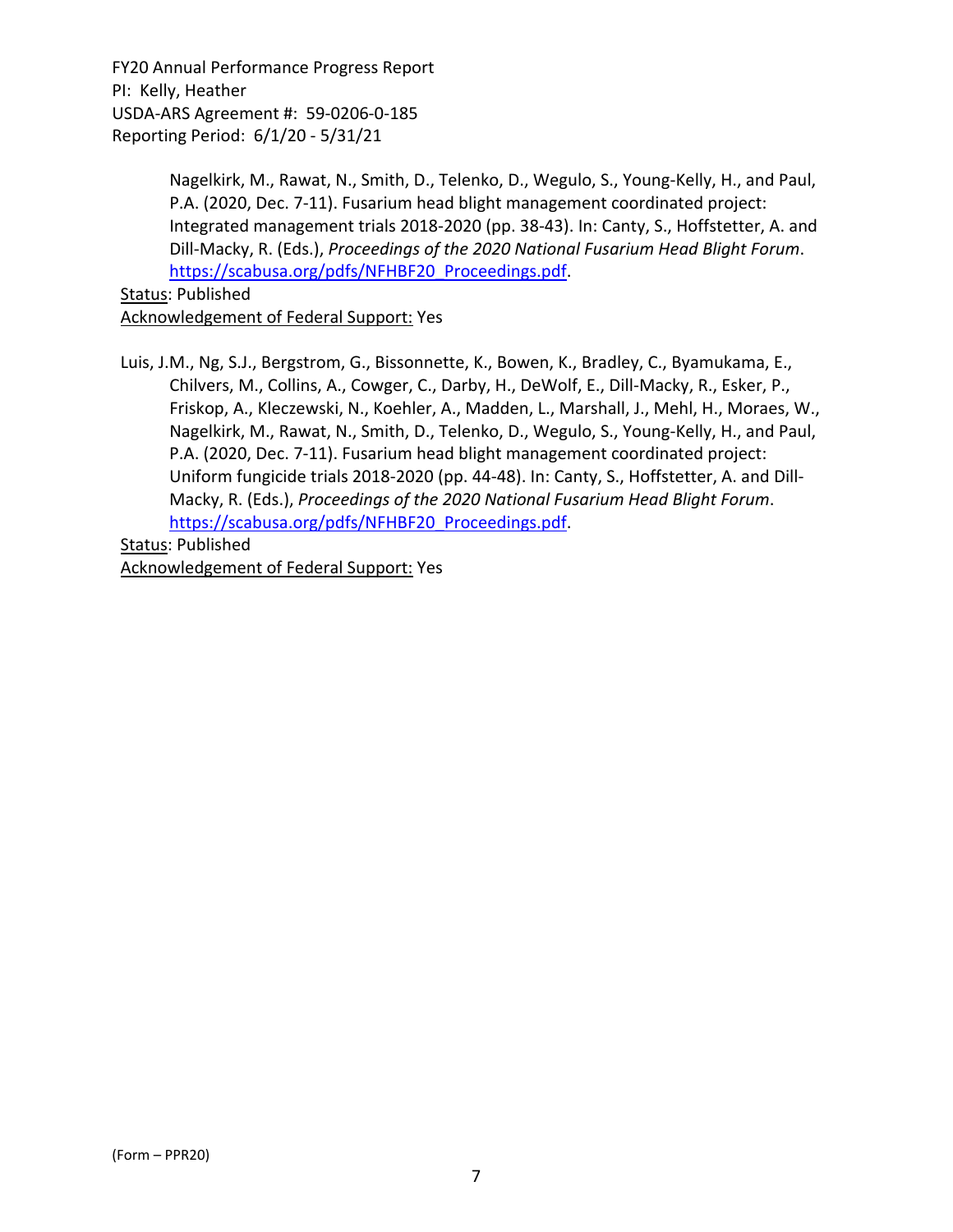Nagelkirk, M., Rawat, N., Smith, D., Telenko, D., Wegulo, S., Young-Kelly, H., and Paul, P.A. (2020, Dec. 7-11). Fusarium head blight management coordinated project: Integrated management trials 2018-2020 (pp. 38-43). In: Canty, S., Hoffstetter, A. and Dill-Macky, R. (Eds.), *Proceedings of the 2020 National Fusarium Head Blight Forum*. https://scabusa.org/pdfs/NFHBF20_Proceedings.pdf.

Status: Published

Acknowledgement of Federal Support: Yes

Luis, J.M., Ng, S.J., Bergstrom, G., Bissonnette, K., Bowen, K., Bradley, C., Byamukama, E., Chilvers, M., Collins, A., Cowger, C., Darby, H., DeWolf, E., Dill-Macky, R., Esker, P., Friskop, A., Kleczewski, N., Koehler, A., Madden, L., Marshall, J., Mehl, H., Moraes, W., Nagelkirk, M., Rawat, N., Smith, D., Telenko, D., Wegulo, S., Young-Kelly, H., and Paul, P.A. (2020, Dec. 7-11). Fusarium head blight management coordinated project: Uniform fungicide trials 2018-2020 (pp. 44-48). In: Canty, S., Hoffstetter, A. and Dill-Macky, R. (Eds.), *Proceedings of the 2020 National Fusarium Head Blight Forum*. https://scabusa.org/pdfs/NFHBF20_Proceedings.pdf.

Status: Published

Acknowledgement of Federal Support: Yes